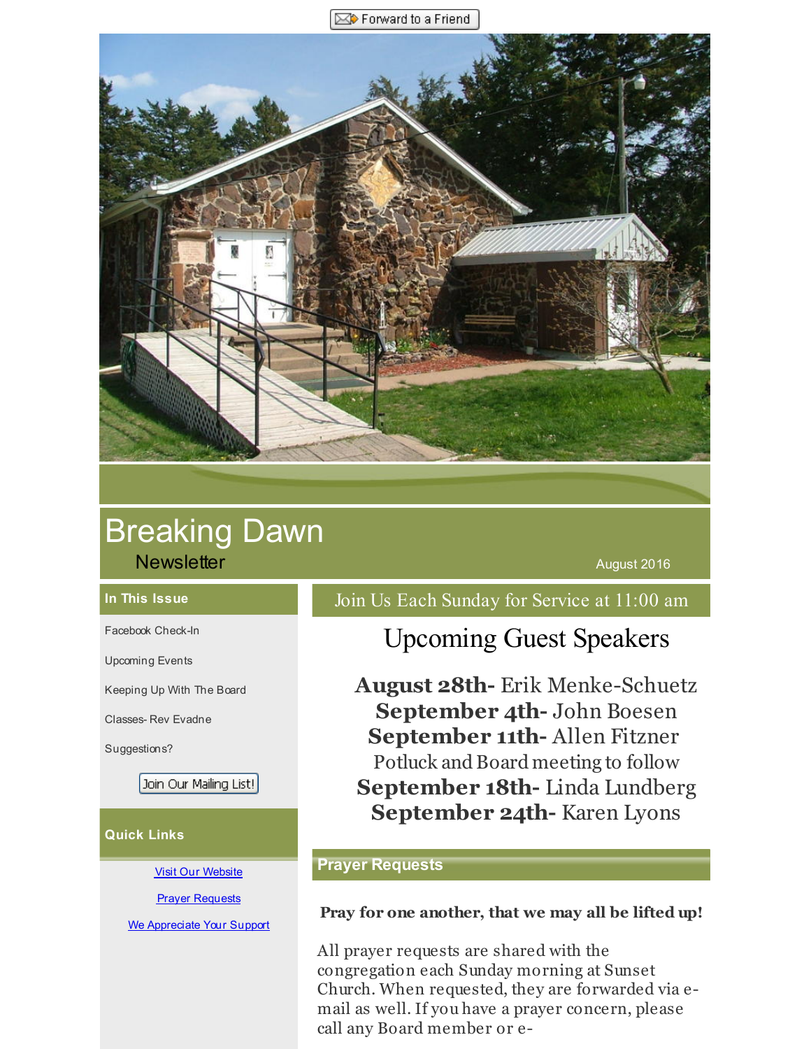Forward to a Friend

# Breaking Dawn

Newsletter

August 2016

### In This Issue

Facebook Check-In

Upcoming Events

Keeping Up With The Board

Classes- Rev Evadne

Suggestions?

Join Our Mailing List!

### Quick Links

[Visit Our Website]

[Prayer Requests]

[We Appreciate Your Support]

## Join Us Each Sunday for Service at 11:00 am

## Upcoming Guest Speakers

**August 28th-** Erik Menke-Schuetz
**September 4th-** John Boesen
**September 11th-** Allen Fitzner
Potluck and Board meeting to follow
**September 18th-** Linda Lundberg
**September 24th-** Karen Lyons

## Prayer Requests

**Pray for one another, that we may all be lifted up!**

All prayer requests are shared with the congregation each Sunday morning at Sunset Church. When requested, they are forwarded via e-mail as well. If you have a prayer concern, please call any Board member or e-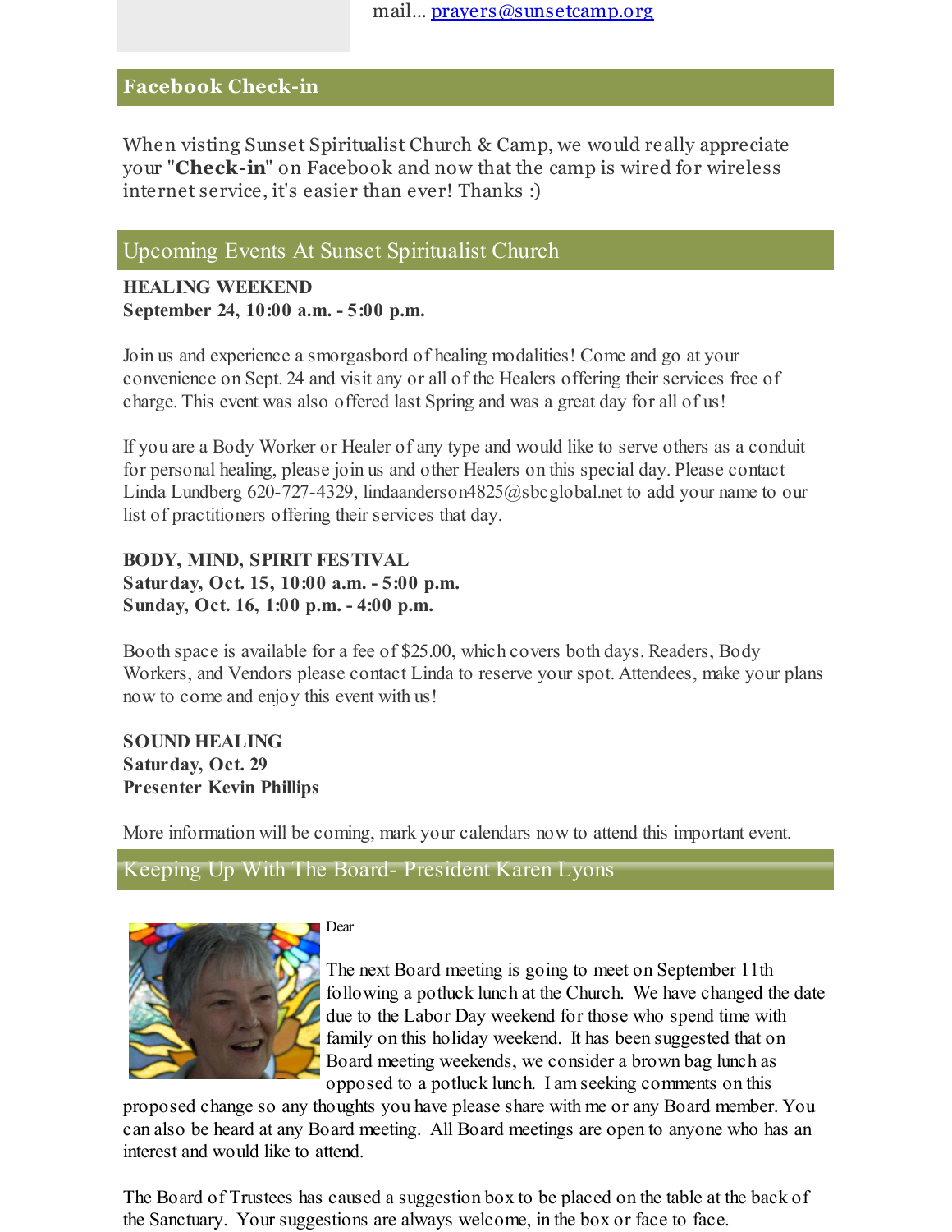mail... prayers@sunsetcamp.org

## Facebook Check-in

When visting Sunset Spiritualist Church & Camp, we would really appreciate your "**Check-in**" on Facebook and now that the camp is wired for wireless internet service, it's easier than ever! Thanks :)

## Upcoming Events At Sunset Spiritualist Church

**HEALING WEEKEND**
**September 24, 10:00 a.m. - 5:00 p.m.**

Join us and experience a smorgasbord of healing modalities! Come and go at your convenience on Sept. 24 and visit any or all of the Healers offering their services free of charge. This event was also offered last Spring and was a great day for all of us!

If you are a Body Worker or Healer of any type and would like to serve others as a conduit for personal healing, please join us and other Healers on this special day. Please contact Linda Lundberg 620-727-4329, lindaanderson4825@sbcglobal.net to add your name to our list of practitioners offering their services that day.

**BODY, MIND, SPIRIT FESTIVAL**
**Saturday, Oct. 15, 10:00 a.m. - 5:00 p.m.**
**Sunday, Oct. 16, 1:00 p.m. - 4:00 p.m.**

Booth space is available for a fee of $25.00, which covers both days. Readers, Body Workers, and Vendors please contact Linda to reserve your spot. Attendees, make your plans now to come and enjoy this event with us!

**SOUND HEALING**
**Saturday, Oct. 29**
**Presenter Kevin Phillips**

More information will be coming, mark your calendars now to attend this important event.

## Keeping Up With The Board- President Karen Lyons

Dear

The next Board meeting is going to meet on September 11th following a potluck lunch at the Church. We have changed the date due to the Labor Day weekend for those who spend time with family on this holiday weekend. It has been suggested that on Board meeting weekends, we consider a brown bag lunch as opposed to a potluck lunch. I am seeking comments on this proposed change so any thoughts you have please share with me or any Board member. You can also be heard at any Board meeting. All Board meetings are open to anyone who has an interest and would like to attend.

The Board of Trustees has caused a suggestion box to be placed on the table at the back of the Sanctuary. Your suggestions are always welcome, in the box or face to face.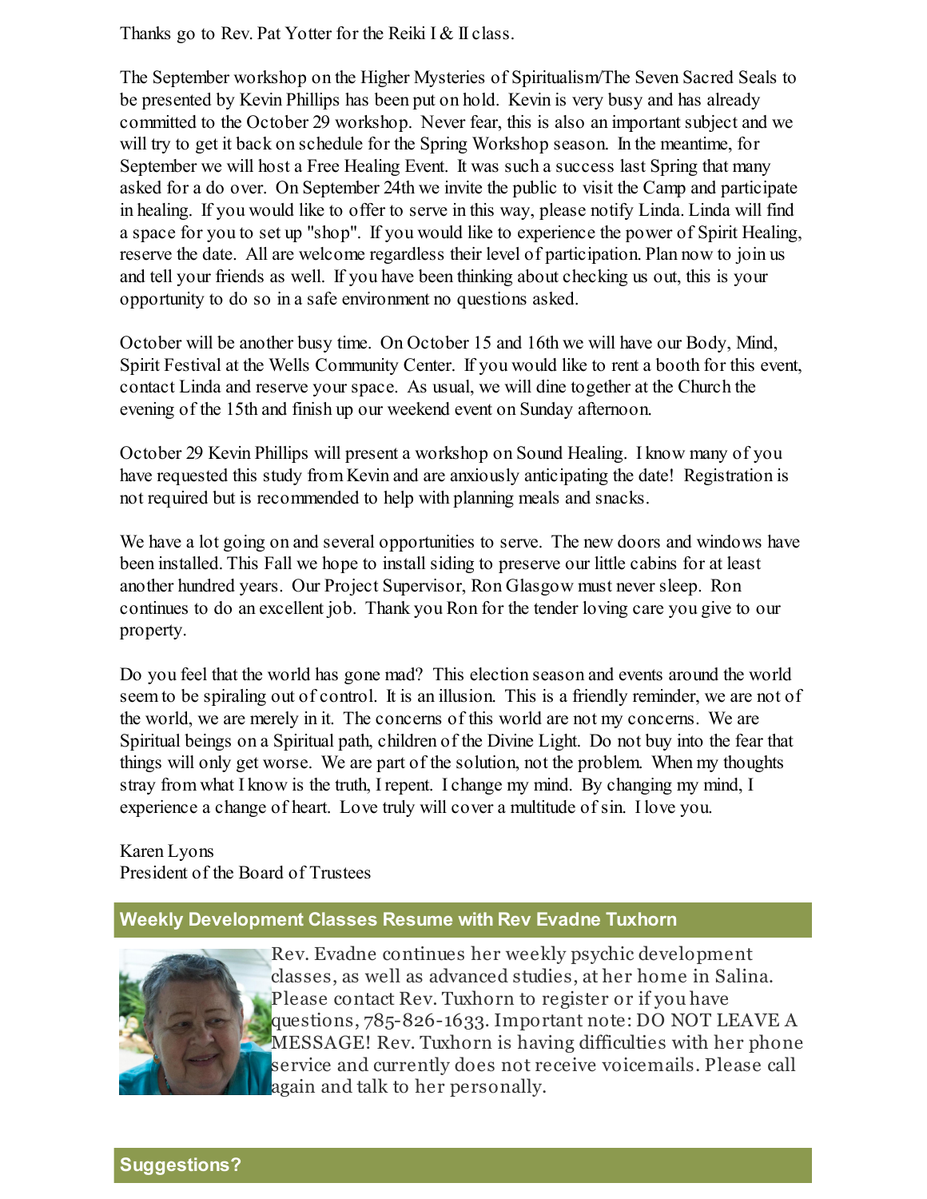Thanks go to Rev. Pat Yotter for the Reiki I & II class.

The September workshop on the Higher Mysteries of Spiritualism/The Seven Sacred Seals to be presented by Kevin Phillips has been put on hold. Kevin is very busy and has already committed to the October 29 workshop. Never fear, this is also an important subject and we will try to get it back on schedule for the Spring Workshop season. In the meantime, for September we will host a Free Healing Event. It was such a success last Spring that many asked for a do over. On September 24th we invite the public to visit the Camp and participate in healing. If you would like to offer to serve in this way, please notify Linda. Linda will find a space for you to set up "shop". If you would like to experience the power of Spirit Healing, reserve the date. All are welcome regardless their level of participation. Plan now to join us and tell your friends as well. If you have been thinking about checking us out, this is your opportunity to do so in a safe environment no questions asked.

October will be another busy time. On October 15 and 16th we will have our Body, Mind, Spirit Festival at the Wells Community Center. If you would like to rent a booth for this event, contact Linda and reserve your space. As usual, we will dine together at the Church the evening of the 15th and finish up our weekend event on Sunday afternoon.

October 29 Kevin Phillips will present a workshop on Sound Healing. I know many of you have requested this study from Kevin and are anxiously anticipating the date! Registration is not required but is recommended to help with planning meals and snacks.

We have a lot going on and several opportunities to serve. The new doors and windows have been installed. This Fall we hope to install siding to preserve our little cabins for at least another hundred years. Our Project Supervisor, Ron Glasgow must never sleep. Ron continues to do an excellent job. Thank you Ron for the tender loving care you give to our property.

Do you feel that the world has gone mad? This election season and events around the world seem to be spiraling out of control. It is an illusion. This is a friendly reminder, we are not of the world, we are merely in it. The concerns of this world are not my concerns. We are Spiritual beings on a Spiritual path, children of the Divine Light. Do not buy into the fear that things will only get worse. We are part of the solution, not the problem. When my thoughts stray from what I know is the truth, I repent. I change my mind. By changing my mind, I experience a change of heart. Love truly will cover a multitude of sin. I love you.

Karen Lyons
President of the Board of Trustees

## Weekly Development Classes Resume with Rev Evadne Tuxhorn

Rev. Evadne continues her weekly psychic development classes, as well as advanced studies, at her home in Salina. Please contact Rev. Tuxhorn to register or if you have questions, 785-826-1633. Important note: DO NOT LEAVE A MESSAGE! Rev. Tuxhorn is having difficulties with her phone service and currently does not receive voicemails. Please call again and talk to her personally.

## Suggestions?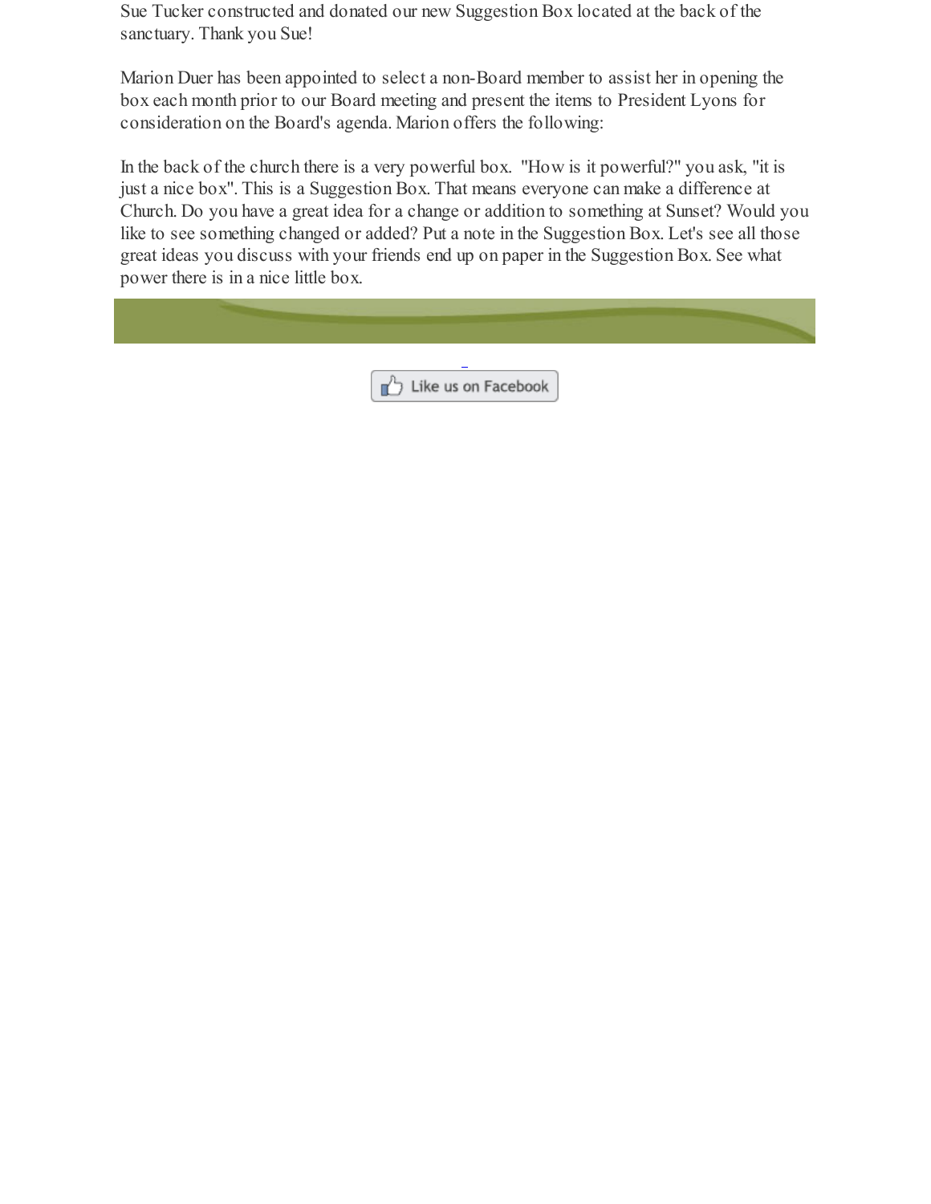Sue Tucker constructed and donated our new Suggestion Box located at the back of the sanctuary. Thank you Sue!

Marion Duer has been appointed to select a non-Board member to assist her in opening the box each month prior to our Board meeting and present the items to President Lyons for consideration on the Board's agenda. Marion offers the following:

In the back of the church there is a very powerful box. "How is it powerful?" you ask, "it is just a nice box". This is a Suggestion Box. That means everyone can make a difference at Church. Do you have a great idea for a change or addition to something at Sunset? Would you like to see something changed or added? Put a note in the Suggestion Box. Let's see all those great ideas you discuss with your friends end up on paper in the Suggestion Box. See what power there is in a nice little box.

Like us on Facebook